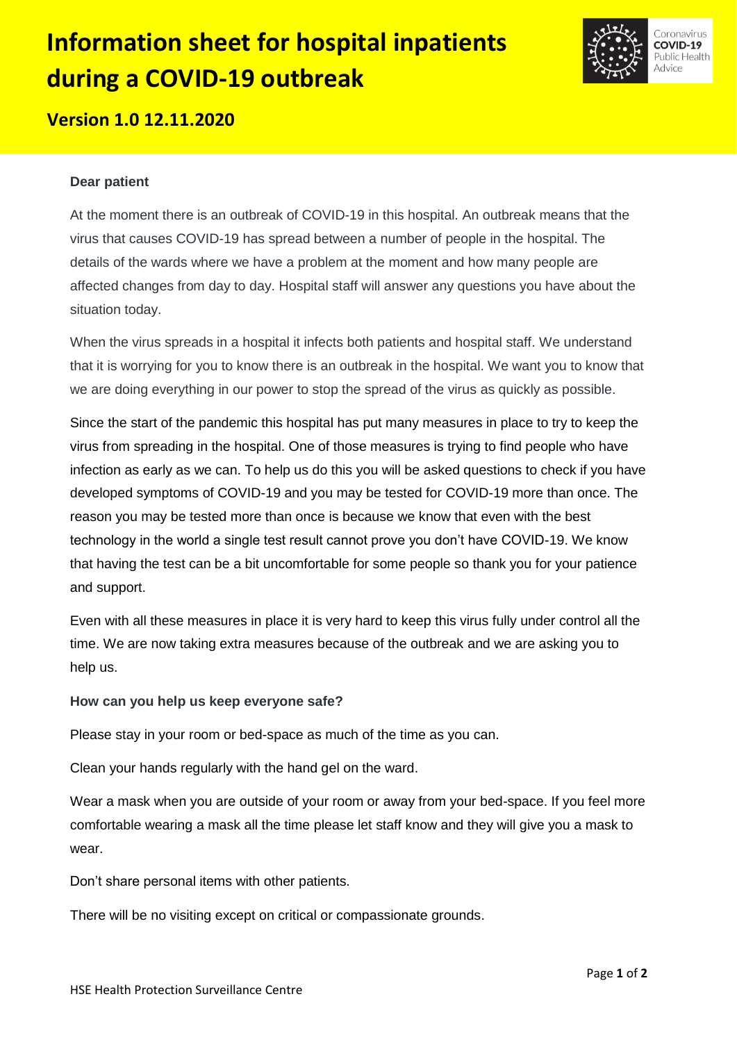# Information sheet for hospital inpatients during a COVID-19 outbreak

Coronavirus **COVID-19** Public Health Advice

## Version 1.0 12.11.2020

**Dear patient**

At the moment there is an outbreak of COVID-19 in this hospital. An outbreak means that the virus that causes COVID-19 has spread between a number of people in the hospital. The details of the wards where we have a problem at the moment and how many people are affected changes from day to day. Hospital staff will answer any questions you have about the situation today.

When the virus spreads in a hospital it infects both patients and hospital staff. We understand that it is worrying for you to know there is an outbreak in the hospital. We want you to know that we are doing everything in our power to stop the spread of the virus as quickly as possible.

Since the start of the pandemic this hospital has put many measures in place to try to keep the virus from spreading in the hospital. One of those measures is trying to find people who have infection as early as we can. To help us do this you will be asked questions to check if you have developed symptoms of COVID-19 and you may be tested for COVID-19 more than once. The reason you may be tested more than once is because we know that even with the best technology in the world a single test result cannot prove you don't have COVID-19. We know that having the test can be a bit uncomfortable for some people so thank you for your patience and support.

Even with all these measures in place it is very hard to keep this virus fully under control all the time. We are now taking extra measures because of the outbreak and we are asking you to help us.

**How can you help us keep everyone safe?**

Please stay in your room or bed-space as much of the time as you can.

Clean your hands regularly with the hand gel on the ward.

Wear a mask when you are outside of your room or away from your bed-space. If you feel more comfortable wearing a mask all the time please let staff know and they will give you a mask to wear.

Don't share personal items with other patients.

There will be no visiting except on critical or compassionate grounds.

HSE Health Protection Surveillance Centre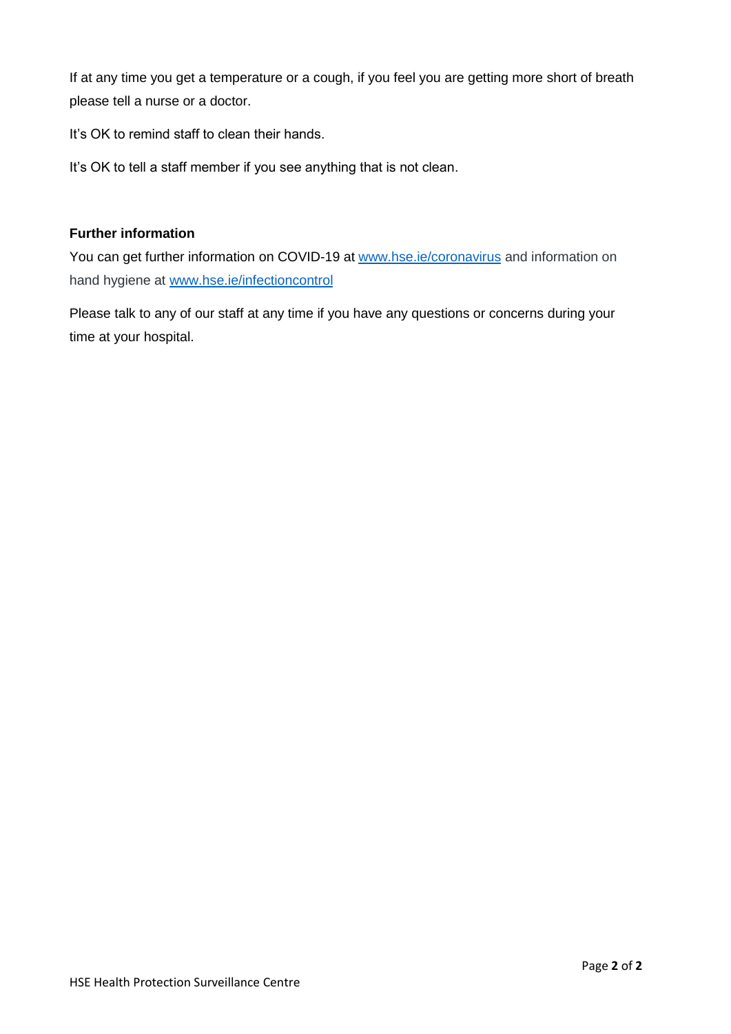If at any time you get a temperature or a cough, if you feel you are getting more short of breath please tell a nurse or a doctor.

It's OK to remind staff to clean their hands.

It's OK to tell a staff member if you see anything that is not clean.

**Further information**

You can get further information on COVID-19 at www.hse.ie/coronavirus and information on hand hygiene at www.hse.ie/infectioncontrol

Please talk to any of our staff at any time if you have any questions or concerns during your time at your hospital.